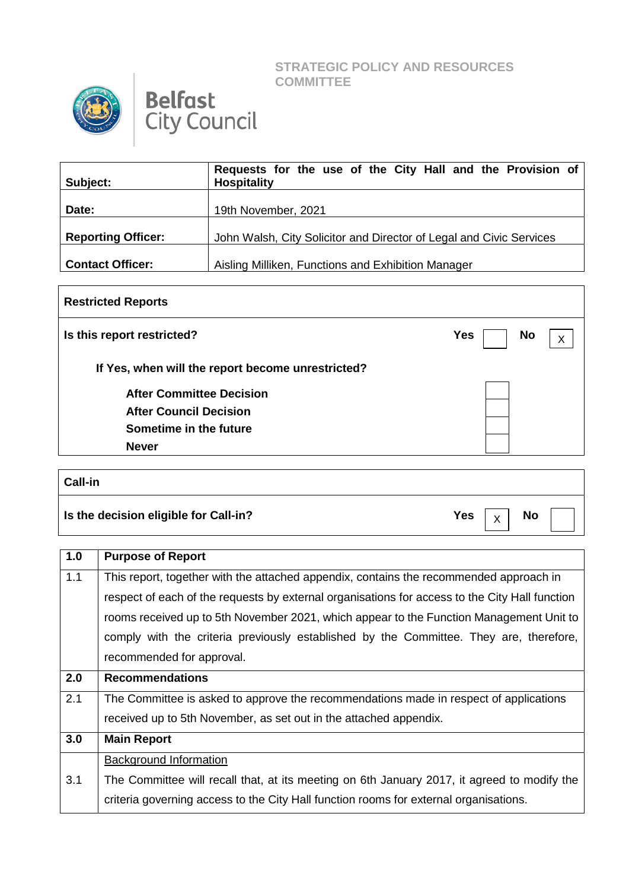**STRATEGIC POLICY AND RESOURCES COMMITTEE**

Belfast City Council

| | |
|---|---|
| **Subject:** | **Requests for the use of the City Hall and the Provision of Hospitality** |
| **Date:** | 19th November, 2021 |
| **Reporting Officer:** | John Walsh, City Solicitor and Director of Legal and Civic Services |
| **Contact Officer:** | Aisling Milliken, Functions and Exhibition Manager |

| **Restricted Reports** | | | | |
|---|---|---|---|---|
| **Is this report restricted?** | **Yes** | | **No** | X |
| **If Yes, when will the report become unrestricted?** | | | | |
| **After Committee Decision** | | | | |
| **After Council Decision** | | | | |
| **Sometime in the future** | | | | |
| **Never** | | | | |

| **Call-in** | | | | |
|---|---|---|---|---|
| **Is the decision eligible for Call-in?** | **Yes** | X | **No** | |

| **1.0** | **Purpose of Report** |
|---|---|
| 1.1 | This report, together with the attached appendix, contains the recommended approach in respect of each of the requests by external organisations for access to the City Hall function rooms received up to 5th November 2021, which appear to the Function Management Unit to comply with the criteria previously established by the Committee. They are, therefore, recommended for approval. |
| **2.0** | **Recommendations** |
| 2.1 | The Committee is asked to approve the recommendations made in respect of applications received up to 5th November, as set out in the attached appendix. |
| **3.0** | **Main Report** |
| | Background Information |
| 3.1 | The Committee will recall that, at its meeting on 6th January 2017, it agreed to modify the criteria governing access to the City Hall function rooms for external organisations. |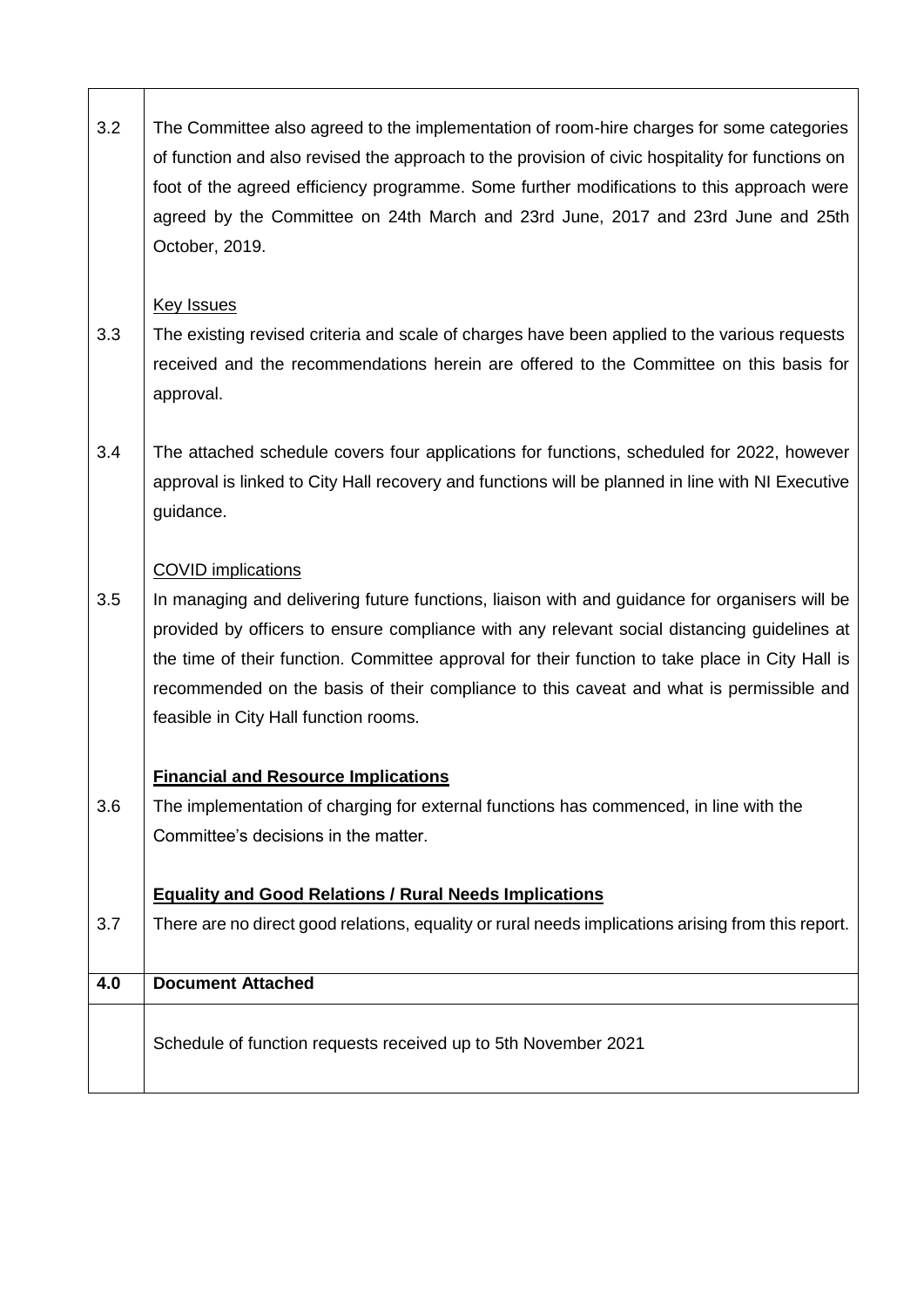| | |
|---|---|
| 3.2 | The Committee also agreed to the implementation of room-hire charges for some categories of function and also revised the approach to the provision of civic hospitality for functions on foot of the agreed efficiency programme. Some further modifications to this approach were agreed by the Committee on 24th March and 23rd June, 2017 and 23rd June and 25th October, 2019. |
| | Key Issues |
| 3.3 | The existing revised criteria and scale of charges have been applied to the various requests received and the recommendations herein are offered to the Committee on this basis for approval. |
| 3.4 | The attached schedule covers four applications for functions, scheduled for 2022, however approval is linked to City Hall recovery and functions will be planned in line with NI Executive guidance. |
| | COVID implications |
| 3.5 | In managing and delivering future functions, liaison with and guidance for organisers will be provided by officers to ensure compliance with any relevant social distancing guidelines at the time of their function. Committee approval for their function to take place in City Hall is recommended on the basis of their compliance to this caveat and what is permissible and feasible in City Hall function rooms. |
| | **Financial and Resource Implications** |
| 3.6 | The implementation of charging for external functions has commenced, in line with the Committee's decisions in the matter. |
| | **Equality and Good Relations / Rural Needs Implications** |
| 3.7 | There are no direct good relations, equality or rural needs implications arising from this report. |
| **4.0** | **Document Attached** |
| | Schedule of function requests received up to 5th November 2021 |